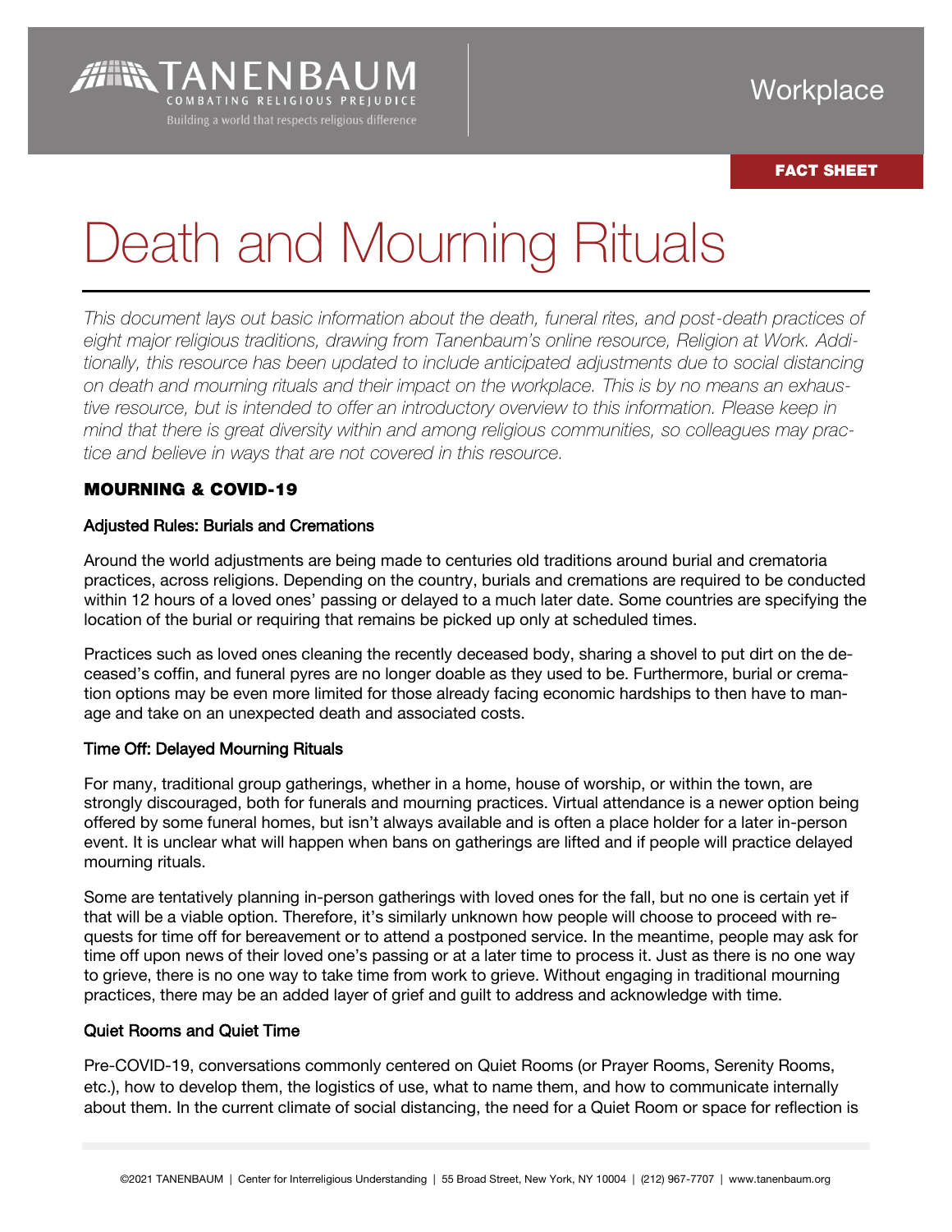TANENBAUM
COMBATING RELIGIOUS PREJUDICE
Building a world that respects religious difference

Workplace

**FACT SHEET**

# Death and Mourning Rituals

*This document lays out basic information about the death, funeral rites, and post-death practices of eight major religious traditions, drawing from Tanenbaum's online resource, Religion at Work. Additionally, this resource has been updated to include anticipated adjustments due to social distancing on death and mourning rituals and their impact on the workplace. This is by no means an exhaustive resource, but is intended to offer an introductory overview to this information. Please keep in mind that there is great diversity within and among religious communities, so colleagues may practice and believe in ways that are not covered in this resource.*

## MOURNING & COVID-19

### Adjusted Rules: Burials and Cremations

Around the world adjustments are being made to centuries old traditions around burial and crematoria practices, across religions. Depending on the country, burials and cremations are required to be conducted within 12 hours of a loved ones' passing or delayed to a much later date. Some countries are specifying the location of the burial or requiring that remains be picked up only at scheduled times.

Practices such as loved ones cleaning the recently deceased body, sharing a shovel to put dirt on the deceased's coffin, and funeral pyres are no longer doable as they used to be. Furthermore, burial or cremation options may be even more limited for those already facing economic hardships to then have to manage and take on an unexpected death and associated costs.

### Time Off: Delayed Mourning Rituals

For many, traditional group gatherings, whether in a home, house of worship, or within the town, are strongly discouraged, both for funerals and mourning practices. Virtual attendance is a newer option being offered by some funeral homes, but isn't always available and is often a place holder for a later in-person event. It is unclear what will happen when bans on gatherings are lifted and if people will practice delayed mourning rituals.

Some are tentatively planning in-person gatherings with loved ones for the fall, but no one is certain yet if that will be a viable option. Therefore, it's similarly unknown how people will choose to proceed with requests for time off for bereavement or to attend a postponed service. In the meantime, people may ask for time off upon news of their loved one's passing or at a later time to process it. Just as there is no one way to grieve, there is no one way to take time from work to grieve. Without engaging in traditional mourning practices, there may be an added layer of grief and guilt to address and acknowledge with time.

### Quiet Rooms and Quiet Time

Pre-COVID-19, conversations commonly centered on Quiet Rooms (or Prayer Rooms, Serenity Rooms, etc.), how to develop them, the logistics of use, what to name them, and how to communicate internally about them. In the current climate of social distancing, the need for a Quiet Room or space for reflection is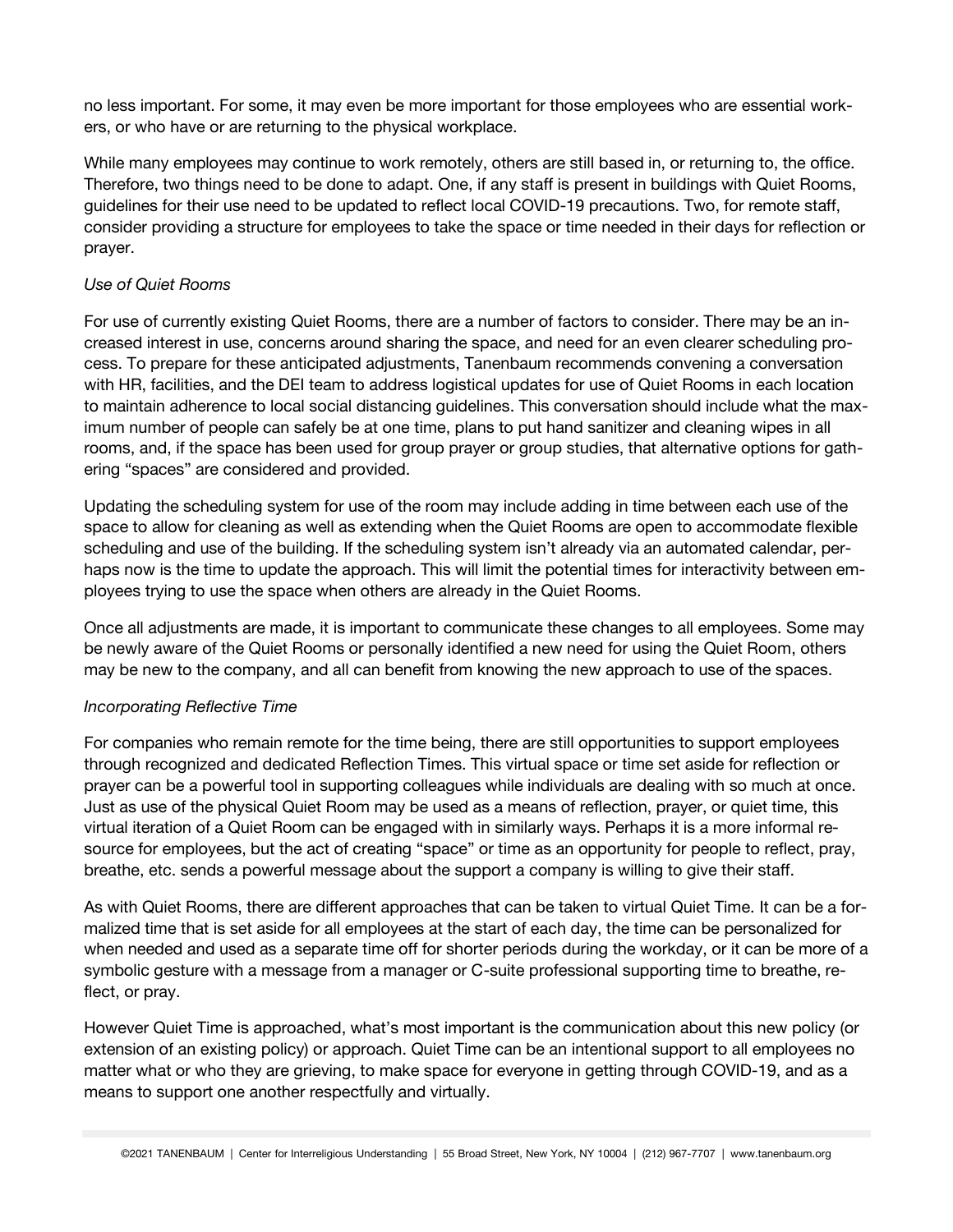no less important. For some, it may even be more important for those employees who are essential workers, or who have or are returning to the physical workplace.

While many employees may continue to work remotely, others are still based in, or returning to, the office. Therefore, two things need to be done to adapt. One, if any staff is present in buildings with Quiet Rooms, guidelines for their use need to be updated to reflect local COVID-19 precautions. Two, for remote staff, consider providing a structure for employees to take the space or time needed in their days for reflection or prayer.

*Use of Quiet Rooms*

For use of currently existing Quiet Rooms, there are a number of factors to consider. There may be an increased interest in use, concerns around sharing the space, and need for an even clearer scheduling process. To prepare for these anticipated adjustments, Tanenbaum recommends convening a conversation with HR, facilities, and the DEI team to address logistical updates for use of Quiet Rooms in each location to maintain adherence to local social distancing guidelines. This conversation should include what the maximum number of people can safely be at one time, plans to put hand sanitizer and cleaning wipes in all rooms, and, if the space has been used for group prayer or group studies, that alternative options for gathering "spaces" are considered and provided.

Updating the scheduling system for use of the room may include adding in time between each use of the space to allow for cleaning as well as extending when the Quiet Rooms are open to accommodate flexible scheduling and use of the building. If the scheduling system isn't already via an automated calendar, perhaps now is the time to update the approach. This will limit the potential times for interactivity between employees trying to use the space when others are already in the Quiet Rooms.

Once all adjustments are made, it is important to communicate these changes to all employees. Some may be newly aware of the Quiet Rooms or personally identified a new need for using the Quiet Room, others may be new to the company, and all can benefit from knowing the new approach to use of the spaces.

*Incorporating Reflective Time*

For companies who remain remote for the time being, there are still opportunities to support employees through recognized and dedicated Reflection Times. This virtual space or time set aside for reflection or prayer can be a powerful tool in supporting colleagues while individuals are dealing with so much at once. Just as use of the physical Quiet Room may be used as a means of reflection, prayer, or quiet time, this virtual iteration of a Quiet Room can be engaged with in similarly ways. Perhaps it is a more informal resource for employees, but the act of creating "space" or time as an opportunity for people to reflect, pray, breathe, etc. sends a powerful message about the support a company is willing to give their staff.

As with Quiet Rooms, there are different approaches that can be taken to virtual Quiet Time. It can be a formalized time that is set aside for all employees at the start of each day, the time can be personalized for when needed and used as a separate time off for shorter periods during the workday, or it can be more of a symbolic gesture with a message from a manager or C-suite professional supporting time to breathe, reflect, or pray.

However Quiet Time is approached, what's most important is the communication about this new policy (or extension of an existing policy) or approach. Quiet Time can be an intentional support to all employees no matter what or who they are grieving, to make space for everyone in getting through COVID-19, and as a means to support one another respectfully and virtually.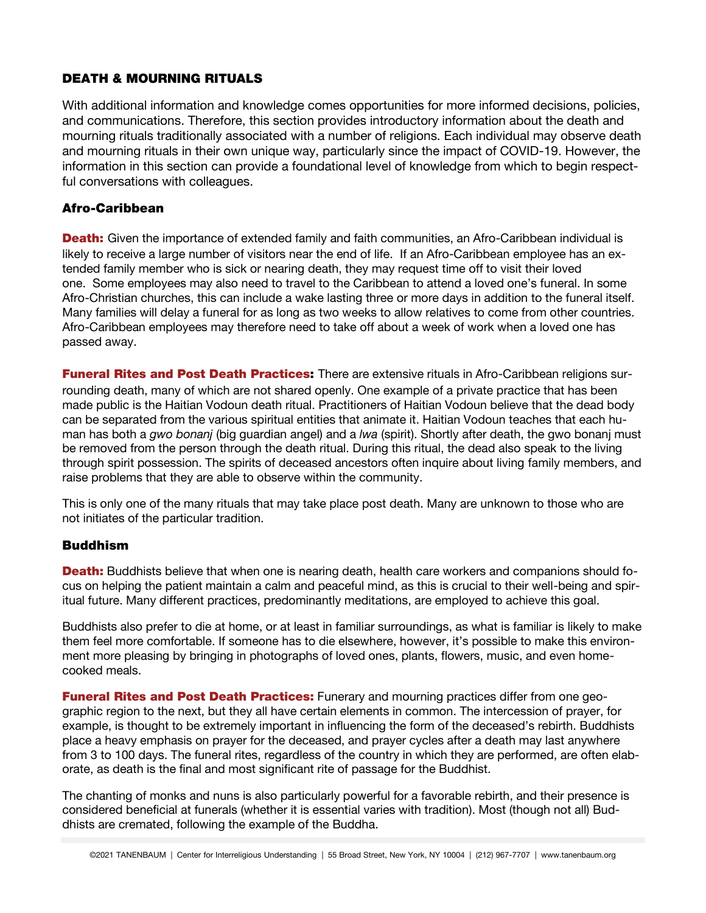## DEATH & MOURNING RITUALS

With additional information and knowledge comes opportunities for more informed decisions, policies, and communications. Therefore, this section provides introductory information about the death and mourning rituals traditionally associated with a number of religions. Each individual may observe death and mourning rituals in their own unique way, particularly since the impact of COVID-19. However, the information in this section can provide a foundational level of knowledge from which to begin respectful conversations with colleagues.

### Afro-Caribbean

**Death:** Given the importance of extended family and faith communities, an Afro-Caribbean individual is likely to receive a large number of visitors near the end of life. If an Afro-Caribbean employee has an extended family member who is sick or nearing death, they may request time off to visit their loved one. Some employees may also need to travel to the Caribbean to attend a loved one's funeral. In some Afro-Christian churches, this can include a wake lasting three or more days in addition to the funeral itself. Many families will delay a funeral for as long as two weeks to allow relatives to come from other countries. Afro-Caribbean employees may therefore need to take off about a week of work when a loved one has passed away.

**Funeral Rites and Post Death Practices:** There are extensive rituals in Afro-Caribbean religions surrounding death, many of which are not shared openly. One example of a private practice that has been made public is the Haitian Vodoun death ritual. Practitioners of Haitian Vodoun believe that the dead body can be separated from the various spiritual entities that animate it. Haitian Vodoun teaches that each human has both a *gwo bonanj* (big guardian angel) and a *lwa* (spirit). Shortly after death, the gwo bonanj must be removed from the person through the death ritual. During this ritual, the dead also speak to the living through spirit possession. The spirits of deceased ancestors often inquire about living family members, and raise problems that they are able to observe within the community.

This is only one of the many rituals that may take place post death. Many are unknown to those who are not initiates of the particular tradition.

### Buddhism

**Death:** Buddhists believe that when one is nearing death, health care workers and companions should focus on helping the patient maintain a calm and peaceful mind, as this is crucial to their well-being and spiritual future. Many different practices, predominantly meditations, are employed to achieve this goal.

Buddhists also prefer to die at home, or at least in familiar surroundings, as what is familiar is likely to make them feel more comfortable. If someone has to die elsewhere, however, it's possible to make this environment more pleasing by bringing in photographs of loved ones, plants, flowers, music, and even home-cooked meals.

**Funeral Rites and Post Death Practices:** Funerary and mourning practices differ from one geographic region to the next, but they all have certain elements in common. The intercession of prayer, for example, is thought to be extremely important in influencing the form of the deceased's rebirth. Buddhists place a heavy emphasis on prayer for the deceased, and prayer cycles after a death may last anywhere from 3 to 100 days. The funeral rites, regardless of the country in which they are performed, are often elaborate, as death is the final and most significant rite of passage for the Buddhist.

The chanting of monks and nuns is also particularly powerful for a favorable rebirth, and their presence is considered beneficial at funerals (whether it is essential varies with tradition). Most (though not all) Buddhists are cremated, following the example of the Buddha.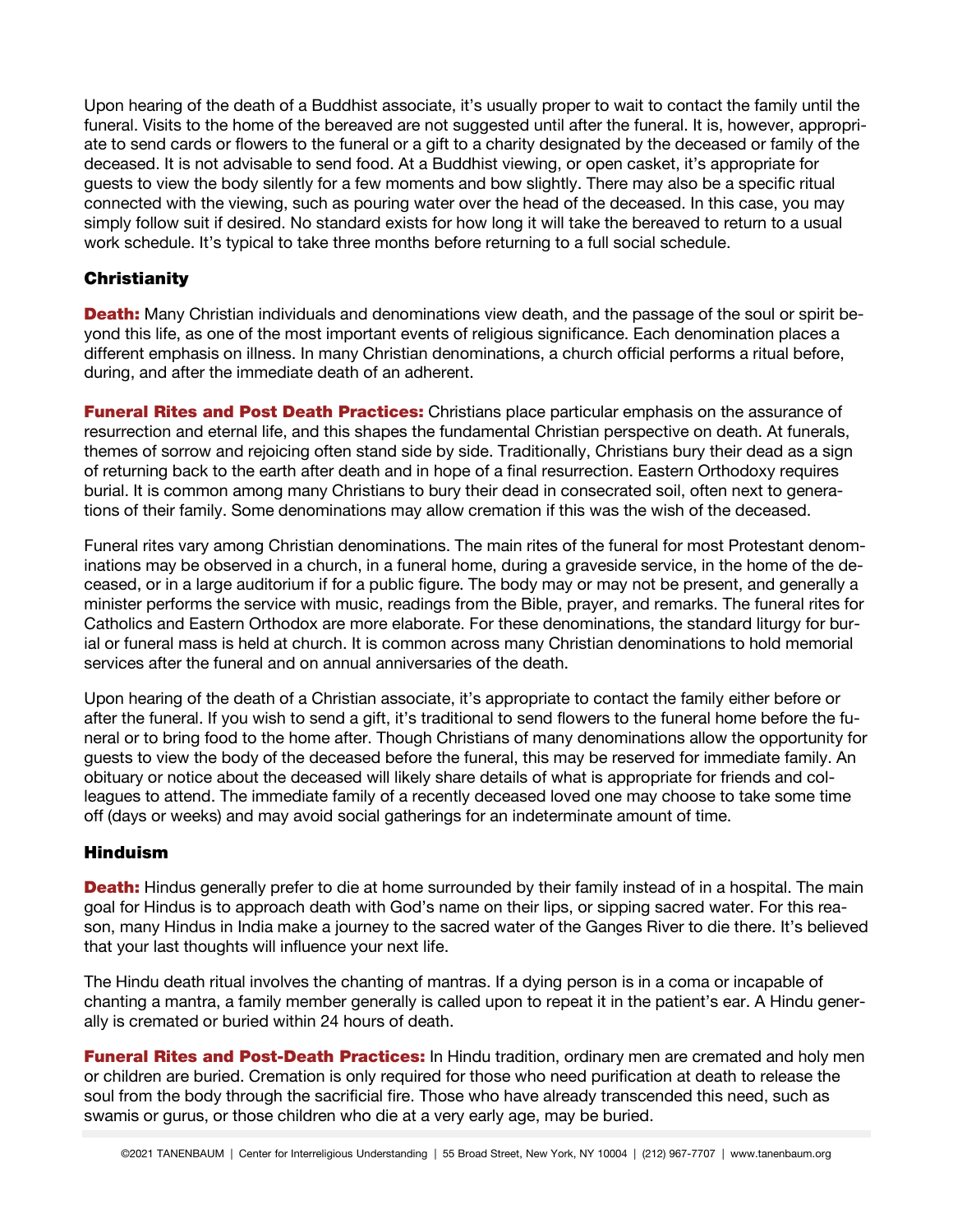Upon hearing of the death of a Buddhist associate, it's usually proper to wait to contact the family until the funeral. Visits to the home of the bereaved are not suggested until after the funeral. It is, however, appropriate to send cards or flowers to the funeral or a gift to a charity designated by the deceased or family of the deceased. It is not advisable to send food. At a Buddhist viewing, or open casket, it's appropriate for guests to view the body silently for a few moments and bow slightly. There may also be a specific ritual connected with the viewing, such as pouring water over the head of the deceased. In this case, you may simply follow suit if desired. No standard exists for how long it will take the bereaved to return to a usual work schedule. It's typical to take three months before returning to a full social schedule.

### Christianity

**Death:** Many Christian individuals and denominations view death, and the passage of the soul or spirit beyond this life, as one of the most important events of religious significance. Each denomination places a different emphasis on illness. In many Christian denominations, a church official performs a ritual before, during, and after the immediate death of an adherent.

**Funeral Rites and Post Death Practices:** Christians place particular emphasis on the assurance of resurrection and eternal life, and this shapes the fundamental Christian perspective on death. At funerals, themes of sorrow and rejoicing often stand side by side. Traditionally, Christians bury their dead as a sign of returning back to the earth after death and in hope of a final resurrection. Eastern Orthodoxy requires burial. It is common among many Christians to bury their dead in consecrated soil, often next to generations of their family. Some denominations may allow cremation if this was the wish of the deceased.

Funeral rites vary among Christian denominations. The main rites of the funeral for most Protestant denominations may be observed in a church, in a funeral home, during a graveside service, in the home of the deceased, or in a large auditorium if for a public figure. The body may or may not be present, and generally a minister performs the service with music, readings from the Bible, prayer, and remarks. The funeral rites for Catholics and Eastern Orthodox are more elaborate. For these denominations, the standard liturgy for burial or funeral mass is held at church. It is common across many Christian denominations to hold memorial services after the funeral and on annual anniversaries of the death.

Upon hearing of the death of a Christian associate, it's appropriate to contact the family either before or after the funeral. If you wish to send a gift, it's traditional to send flowers to the funeral home before the funeral or to bring food to the home after. Though Christians of many denominations allow the opportunity for guests to view the body of the deceased before the funeral, this may be reserved for immediate family. An obituary or notice about the deceased will likely share details of what is appropriate for friends and colleagues to attend. The immediate family of a recently deceased loved one may choose to take some time off (days or weeks) and may avoid social gatherings for an indeterminate amount of time.

### Hinduism

**Death:** Hindus generally prefer to die at home surrounded by their family instead of in a hospital. The main goal for Hindus is to approach death with God's name on their lips, or sipping sacred water. For this reason, many Hindus in India make a journey to the sacred water of the Ganges River to die there. It's believed that your last thoughts will influence your next life.

The Hindu death ritual involves the chanting of mantras. If a dying person is in a coma or incapable of chanting a mantra, a family member generally is called upon to repeat it in the patient's ear. A Hindu generally is cremated or buried within 24 hours of death.

**Funeral Rites and Post-Death Practices:** In Hindu tradition, ordinary men are cremated and holy men or children are buried. Cremation is only required for those who need purification at death to release the soul from the body through the sacrificial fire. Those who have already transcended this need, such as swamis or gurus, or those children who die at a very early age, may be buried.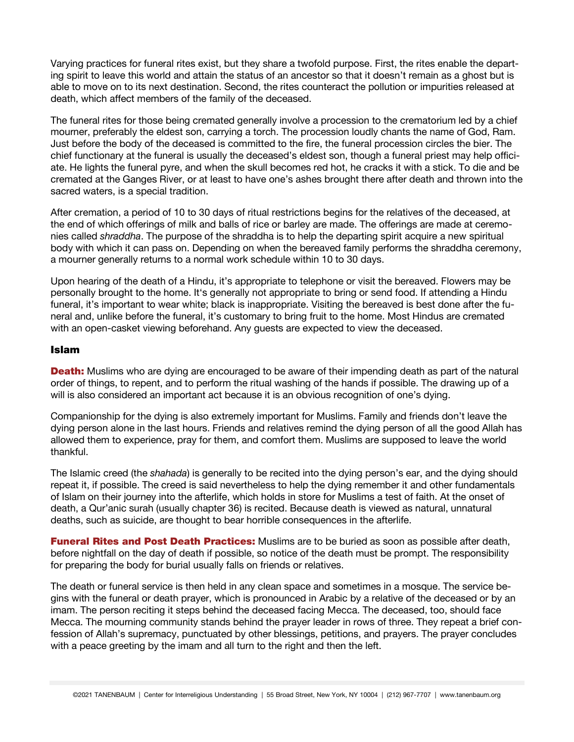Varying practices for funeral rites exist, but they share a twofold purpose. First, the rites enable the departing spirit to leave this world and attain the status of an ancestor so that it doesn't remain as a ghost but is able to move on to its next destination. Second, the rites counteract the pollution or impurities released at death, which affect members of the family of the deceased.

The funeral rites for those being cremated generally involve a procession to the crematorium led by a chief mourner, preferably the eldest son, carrying a torch. The procession loudly chants the name of God, Ram. Just before the body of the deceased is committed to the fire, the funeral procession circles the bier. The chief functionary at the funeral is usually the deceased's eldest son, though a funeral priest may help officiate. He lights the funeral pyre, and when the skull becomes red hot, he cracks it with a stick. To die and be cremated at the Ganges River, or at least to have one's ashes brought there after death and thrown into the sacred waters, is a special tradition.

After cremation, a period of 10 to 30 days of ritual restrictions begins for the relatives of the deceased, at the end of which offerings of milk and balls of rice or barley are made. The offerings are made at ceremonies called *shraddha*. The purpose of the shraddha is to help the departing spirit acquire a new spiritual body with which it can pass on. Depending on when the bereaved family performs the shraddha ceremony, a mourner generally returns to a normal work schedule within 10 to 30 days.

Upon hearing of the death of a Hindu, it's appropriate to telephone or visit the bereaved. Flowers may be personally brought to the home. It's generally not appropriate to bring or send food. If attending a Hindu funeral, it's important to wear white; black is inappropriate. Visiting the bereaved is best done after the funeral and, unlike before the funeral, it's customary to bring fruit to the home. Most Hindus are cremated with an open-casket viewing beforehand. Any guests are expected to view the deceased.

### Islam

**Death:** Muslims who are dying are encouraged to be aware of their impending death as part of the natural order of things, to repent, and to perform the ritual washing of the hands if possible. The drawing up of a will is also considered an important act because it is an obvious recognition of one's dying.

Companionship for the dying is also extremely important for Muslims. Family and friends don't leave the dying person alone in the last hours. Friends and relatives remind the dying person of all the good Allah has allowed them to experience, pray for them, and comfort them. Muslims are supposed to leave the world thankful.

The Islamic creed (the *shahada*) is generally to be recited into the dying person's ear, and the dying should repeat it, if possible. The creed is said nevertheless to help the dying remember it and other fundamentals of Islam on their journey into the afterlife, which holds in store for Muslims a test of faith. At the onset of death, a Qur'anic surah (usually chapter 36) is recited. Because death is viewed as natural, unnatural deaths, such as suicide, are thought to bear horrible consequences in the afterlife.

**Funeral Rites and Post Death Practices:** Muslims are to be buried as soon as possible after death, before nightfall on the day of death if possible, so notice of the death must be prompt. The responsibility for preparing the body for burial usually falls on friends or relatives.

The death or funeral service is then held in any clean space and sometimes in a mosque. The service begins with the funeral or death prayer, which is pronounced in Arabic by a relative of the deceased or by an imam. The person reciting it steps behind the deceased facing Mecca. The deceased, too, should face Mecca. The mourning community stands behind the prayer leader in rows of three. They repeat a brief confession of Allah's supremacy, punctuated by other blessings, petitions, and prayers. The prayer concludes with a peace greeting by the imam and all turn to the right and then the left.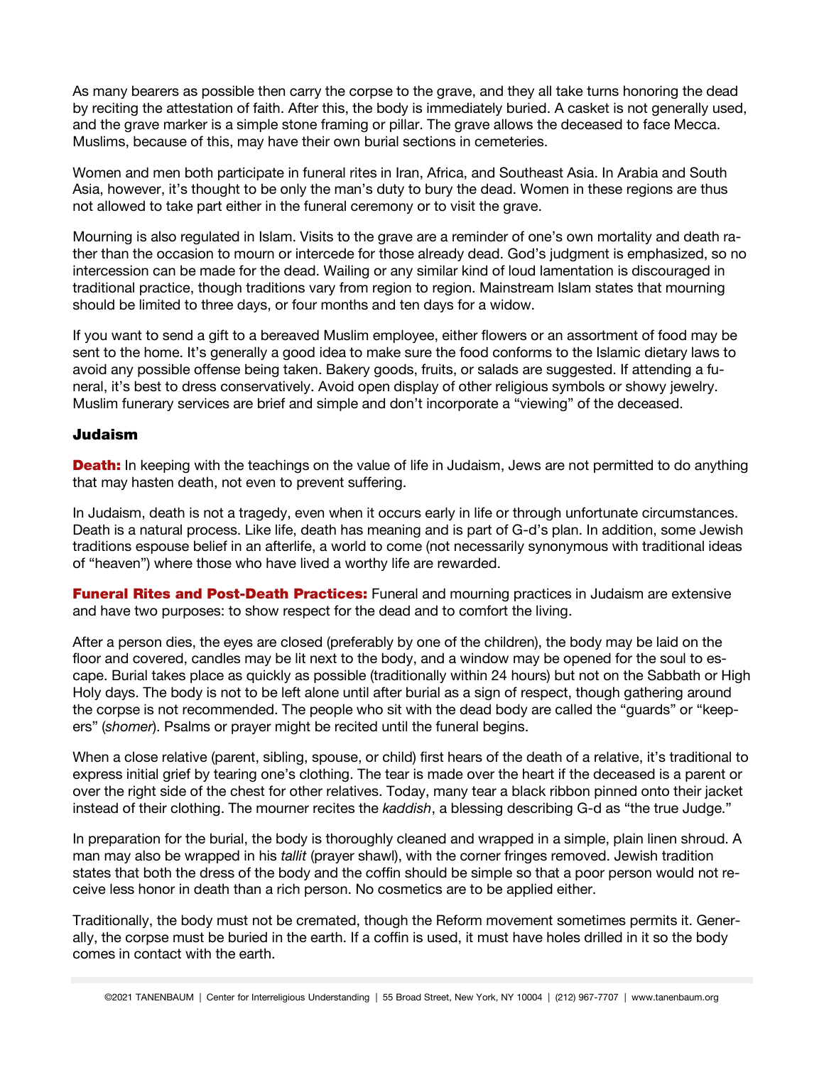As many bearers as possible then carry the corpse to the grave, and they all take turns honoring the dead by reciting the attestation of faith. After this, the body is immediately buried. A casket is not generally used, and the grave marker is a simple stone framing or pillar. The grave allows the deceased to face Mecca. Muslims, because of this, may have their own burial sections in cemeteries.

Women and men both participate in funeral rites in Iran, Africa, and Southeast Asia. In Arabia and South Asia, however, it's thought to be only the man's duty to bury the dead. Women in these regions are thus not allowed to take part either in the funeral ceremony or to visit the grave.

Mourning is also regulated in Islam. Visits to the grave are a reminder of one's own mortality and death rather than the occasion to mourn or intercede for those already dead. God's judgment is emphasized, so no intercession can be made for the dead. Wailing or any similar kind of loud lamentation is discouraged in traditional practice, though traditions vary from region to region. Mainstream Islam states that mourning should be limited to three days, or four months and ten days for a widow.

If you want to send a gift to a bereaved Muslim employee, either flowers or an assortment of food may be sent to the home. It's generally a good idea to make sure the food conforms to the Islamic dietary laws to avoid any possible offense being taken. Bakery goods, fruits, or salads are suggested. If attending a funeral, it's best to dress conservatively. Avoid open display of other religious symbols or showy jewelry. Muslim funerary services are brief and simple and don't incorporate a "viewing" of the deceased.

### Judaism

**Death:** In keeping with the teachings on the value of life in Judaism, Jews are not permitted to do anything that may hasten death, not even to prevent suffering.

In Judaism, death is not a tragedy, even when it occurs early in life or through unfortunate circumstances. Death is a natural process. Like life, death has meaning and is part of G-d's plan. In addition, some Jewish traditions espouse belief in an afterlife, a world to come (not necessarily synonymous with traditional ideas of "heaven") where those who have lived a worthy life are rewarded.

**Funeral Rites and Post-Death Practices:** Funeral and mourning practices in Judaism are extensive and have two purposes: to show respect for the dead and to comfort the living.

After a person dies, the eyes are closed (preferably by one of the children), the body may be laid on the floor and covered, candles may be lit next to the body, and a window may be opened for the soul to escape. Burial takes place as quickly as possible (traditionally within 24 hours) but not on the Sabbath or High Holy days. The body is not to be left alone until after burial as a sign of respect, though gathering around the corpse is not recommended. The people who sit with the dead body are called the "guards" or "keepers" (*shomer*). Psalms or prayer might be recited until the funeral begins.

When a close relative (parent, sibling, spouse, or child) first hears of the death of a relative, it's traditional to express initial grief by tearing one's clothing. The tear is made over the heart if the deceased is a parent or over the right side of the chest for other relatives. Today, many tear a black ribbon pinned onto their jacket instead of their clothing. The mourner recites the *kaddish*, a blessing describing G-d as "the true Judge."

In preparation for the burial, the body is thoroughly cleaned and wrapped in a simple, plain linen shroud. A man may also be wrapped in his *tallit* (prayer shawl), with the corner fringes removed. Jewish tradition states that both the dress of the body and the coffin should be simple so that a poor person would not receive less honor in death than a rich person. No cosmetics are to be applied either.

Traditionally, the body must not be cremated, though the Reform movement sometimes permits it. Generally, the corpse must be buried in the earth. If a coffin is used, it must have holes drilled in it so the body comes in contact with the earth.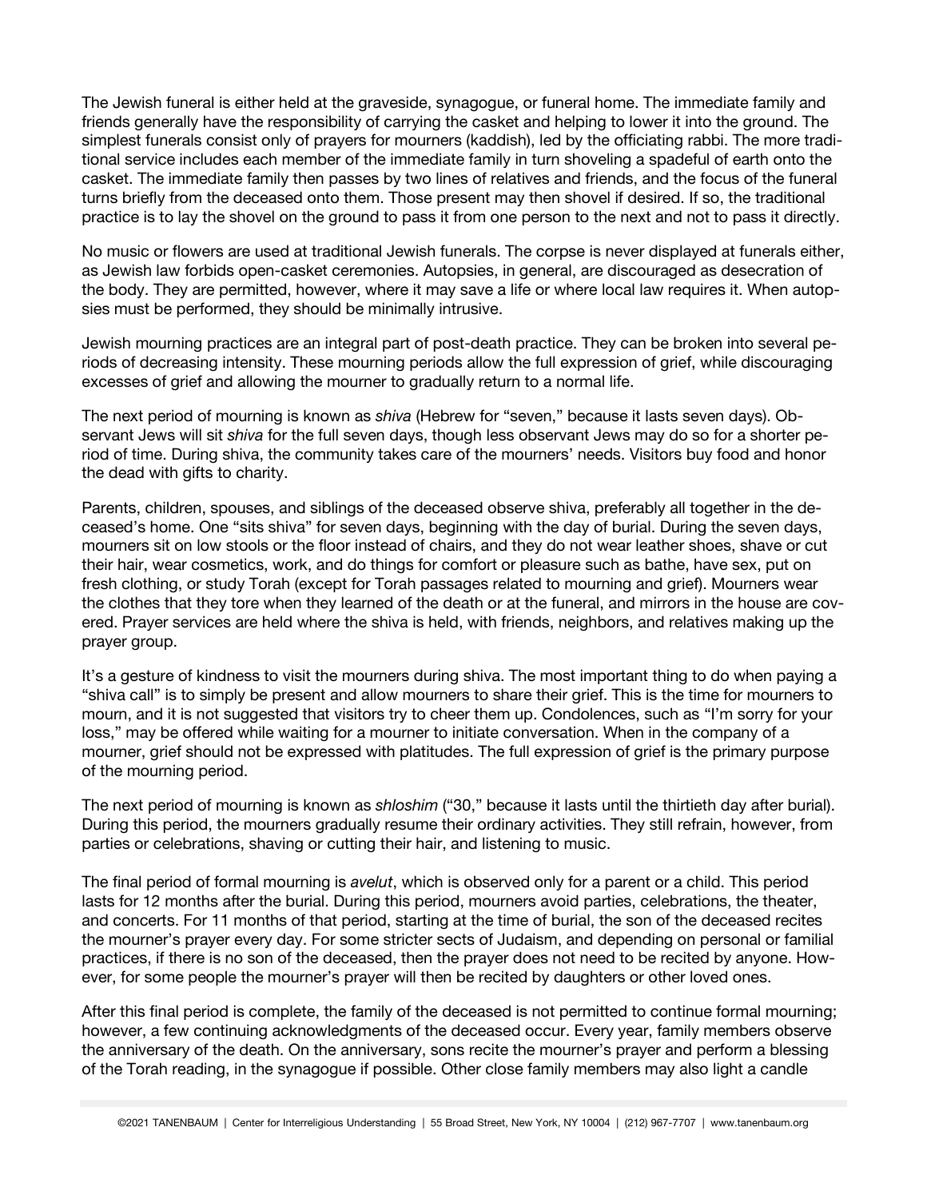The Jewish funeral is either held at the graveside, synagogue, or funeral home. The immediate family and friends generally have the responsibility of carrying the casket and helping to lower it into the ground. The simplest funerals consist only of prayers for mourners (kaddish), led by the officiating rabbi. The more traditional service includes each member of the immediate family in turn shoveling a spadeful of earth onto the casket. The immediate family then passes by two lines of relatives and friends, and the focus of the funeral turns briefly from the deceased onto them. Those present may then shovel if desired. If so, the traditional practice is to lay the shovel on the ground to pass it from one person to the next and not to pass it directly.

No music or flowers are used at traditional Jewish funerals. The corpse is never displayed at funerals either, as Jewish law forbids open-casket ceremonies. Autopsies, in general, are discouraged as desecration of the body. They are permitted, however, where it may save a life or where local law requires it. When autopsies must be performed, they should be minimally intrusive.

Jewish mourning practices are an integral part of post-death practice. They can be broken into several periods of decreasing intensity. These mourning periods allow the full expression of grief, while discouraging excesses of grief and allowing the mourner to gradually return to a normal life.

The next period of mourning is known as *shiva* (Hebrew for "seven," because it lasts seven days). Observant Jews will sit *shiva* for the full seven days, though less observant Jews may do so for a shorter period of time. During shiva, the community takes care of the mourners' needs. Visitors buy food and honor the dead with gifts to charity.

Parents, children, spouses, and siblings of the deceased observe shiva, preferably all together in the deceased's home. One "sits shiva" for seven days, beginning with the day of burial. During the seven days, mourners sit on low stools or the floor instead of chairs, and they do not wear leather shoes, shave or cut their hair, wear cosmetics, work, and do things for comfort or pleasure such as bathe, have sex, put on fresh clothing, or study Torah (except for Torah passages related to mourning and grief). Mourners wear the clothes that they tore when they learned of the death or at the funeral, and mirrors in the house are covered. Prayer services are held where the shiva is held, with friends, neighbors, and relatives making up the prayer group.

It's a gesture of kindness to visit the mourners during shiva. The most important thing to do when paying a "shiva call" is to simply be present and allow mourners to share their grief. This is the time for mourners to mourn, and it is not suggested that visitors try to cheer them up. Condolences, such as "I'm sorry for your loss," may be offered while waiting for a mourner to initiate conversation. When in the company of a mourner, grief should not be expressed with platitudes. The full expression of grief is the primary purpose of the mourning period.

The next period of mourning is known as *shloshim* ("30," because it lasts until the thirtieth day after burial). During this period, the mourners gradually resume their ordinary activities. They still refrain, however, from parties or celebrations, shaving or cutting their hair, and listening to music.

The final period of formal mourning is *avelut*, which is observed only for a parent or a child. This period lasts for 12 months after the burial. During this period, mourners avoid parties, celebrations, the theater, and concerts. For 11 months of that period, starting at the time of burial, the son of the deceased recites the mourner's prayer every day. For some stricter sects of Judaism, and depending on personal or familial practices, if there is no son of the deceased, then the prayer does not need to be recited by anyone. However, for some people the mourner's prayer will then be recited by daughters or other loved ones.

After this final period is complete, the family of the deceased is not permitted to continue formal mourning; however, a few continuing acknowledgments of the deceased occur. Every year, family members observe the anniversary of the death. On the anniversary, sons recite the mourner's prayer and perform a blessing of the Torah reading, in the synagogue if possible. Other close family members may also light a candle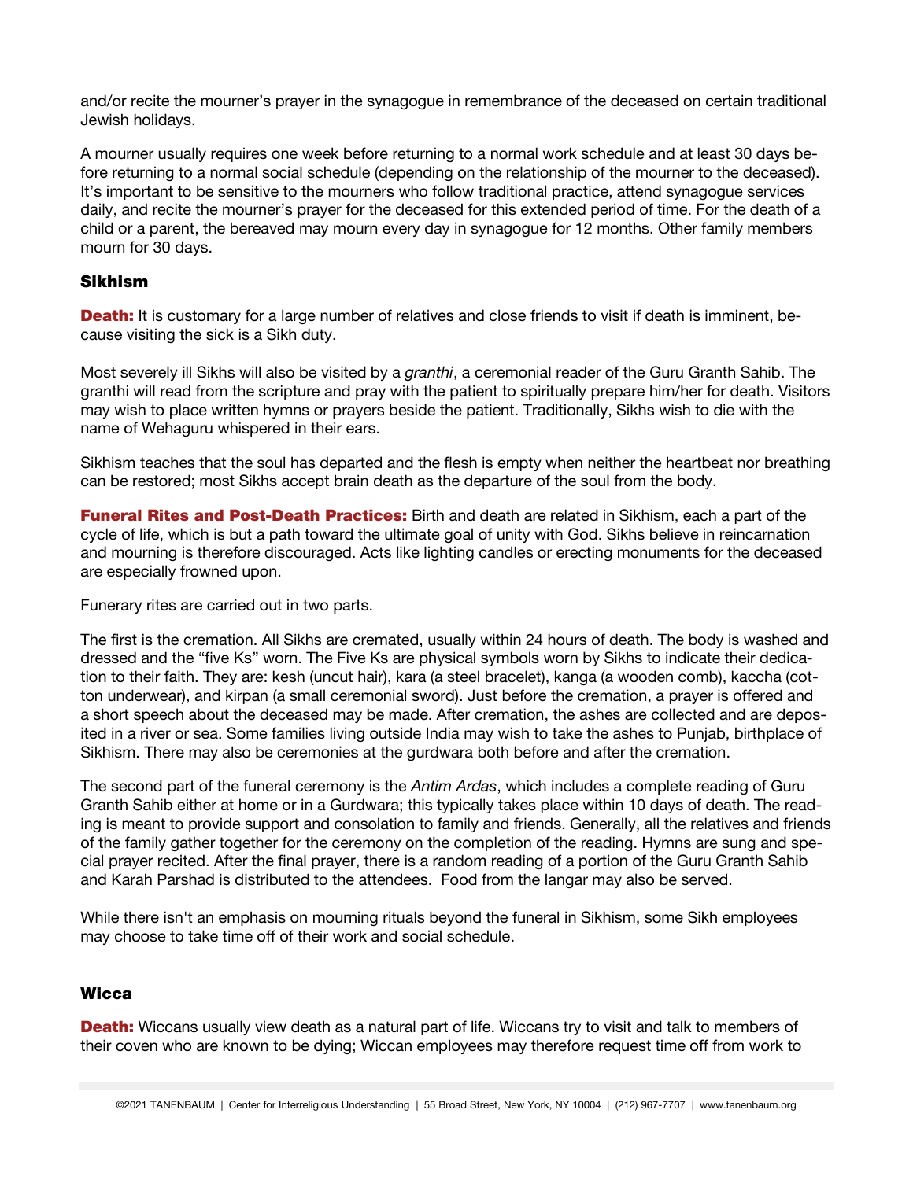and/or recite the mourner's prayer in the synagogue in remembrance of the deceased on certain traditional Jewish holidays.

A mourner usually requires one week before returning to a normal work schedule and at least 30 days before returning to a normal social schedule (depending on the relationship of the mourner to the deceased). It's important to be sensitive to the mourners who follow traditional practice, attend synagogue services daily, and recite the mourner's prayer for the deceased for this extended period of time. For the death of a child or a parent, the bereaved may mourn every day in synagogue for 12 months. Other family members mourn for 30 days.

### Sikhism

**Death:** It is customary for a large number of relatives and close friends to visit if death is imminent, because visiting the sick is a Sikh duty.

Most severely ill Sikhs will also be visited by a *granthi*, a ceremonial reader of the Guru Granth Sahib. The granthi will read from the scripture and pray with the patient to spiritually prepare him/her for death. Visitors may wish to place written hymns or prayers beside the patient. Traditionally, Sikhs wish to die with the name of Wehaguru whispered in their ears.

Sikhism teaches that the soul has departed and the flesh is empty when neither the heartbeat nor breathing can be restored; most Sikhs accept brain death as the departure of the soul from the body.

**Funeral Rites and Post-Death Practices:** Birth and death are related in Sikhism, each a part of the cycle of life, which is but a path toward the ultimate goal of unity with God. Sikhs believe in reincarnation and mourning is therefore discouraged. Acts like lighting candles or erecting monuments for the deceased are especially frowned upon.

Funerary rites are carried out in two parts.

The first is the cremation. All Sikhs are cremated, usually within 24 hours of death. The body is washed and dressed and the "five Ks" worn. The Five Ks are physical symbols worn by Sikhs to indicate their dedication to their faith. They are: kesh (uncut hair), kara (a steel bracelet), kanga (a wooden comb), kaccha (cotton underwear), and kirpan (a small ceremonial sword). Just before the cremation, a prayer is offered and a short speech about the deceased may be made. After cremation, the ashes are collected and are deposited in a river or sea. Some families living outside India may wish to take the ashes to Punjab, birthplace of Sikhism. There may also be ceremonies at the gurdwara both before and after the cremation.

The second part of the funeral ceremony is the *Antim Ardas*, which includes a complete reading of Guru Granth Sahib either at home or in a Gurdwara; this typically takes place within 10 days of death. The reading is meant to provide support and consolation to family and friends. Generally, all the relatives and friends of the family gather together for the ceremony on the completion of the reading. Hymns are sung and special prayer recited. After the final prayer, there is a random reading of a portion of the Guru Granth Sahib and Karah Parshad is distributed to the attendees. Food from the langar may also be served.

While there isn't an emphasis on mourning rituals beyond the funeral in Sikhism, some Sikh employees may choose to take time off of their work and social schedule.

### Wicca

**Death:** Wiccans usually view death as a natural part of life. Wiccans try to visit and talk to members of their coven who are known to be dying; Wiccan employees may therefore request time off from work to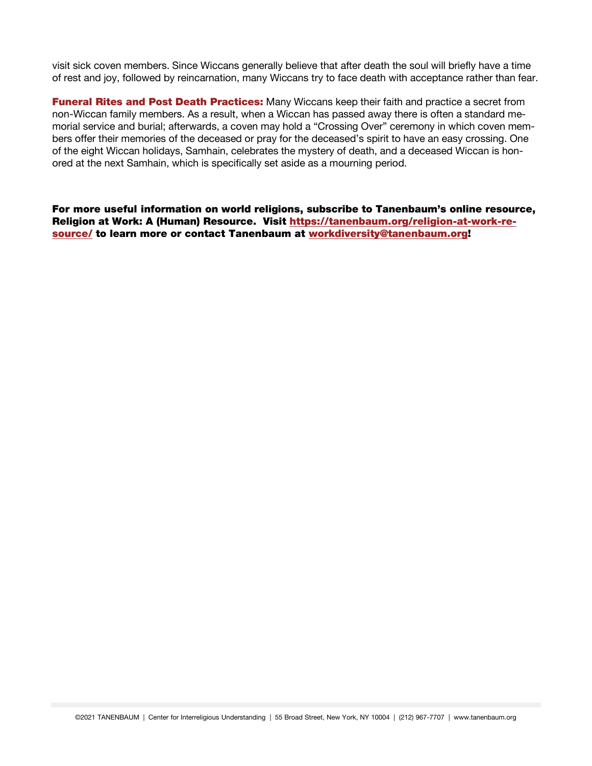visit sick coven members. Since Wiccans generally believe that after death the soul will briefly have a time of rest and joy, followed by reincarnation, many Wiccans try to face death with acceptance rather than fear.

**Funeral Rites and Post Death Practices:** Many Wiccans keep their faith and practice a secret from non-Wiccan family members. As a result, when a Wiccan has passed away there is often a standard memorial service and burial; afterwards, a coven may hold a "Crossing Over" ceremony in which coven members offer their memories of the deceased or pray for the deceased's spirit to have an easy crossing. One of the eight Wiccan holidays, Samhain, celebrates the mystery of death, and a deceased Wiccan is honored at the next Samhain, which is specifically set aside as a mourning period.

**For more useful information on world religions, subscribe to Tanenbaum's online resource, Religion at Work: A (Human) Resource. Visit [https://tanenbaum.org/religion-at-work-resource/](https://tanenbaum.org/religion-at-work-resource/) to learn more or contact Tanenbaum at [workdiversity@tanenbaum.org](mailto:workdiversity@tanenbaum.org)!**

©2021 TANENBAUM | Center for Interreligious Understanding | 55 Broad Street, New York, NY 10004 | (212) 967-7707 | www.tanenbaum.org